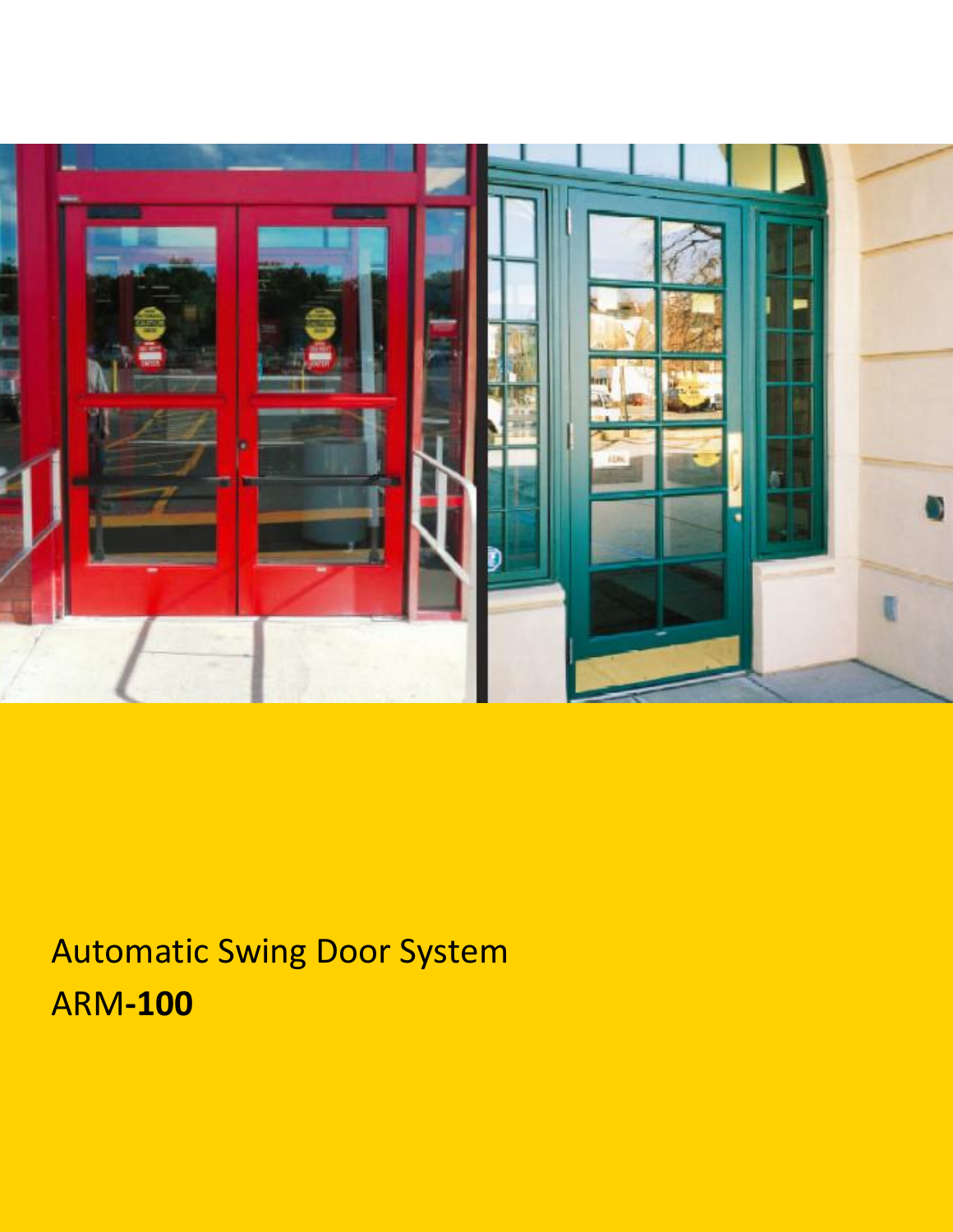# Automatic Swing Door System

# ARM-**100**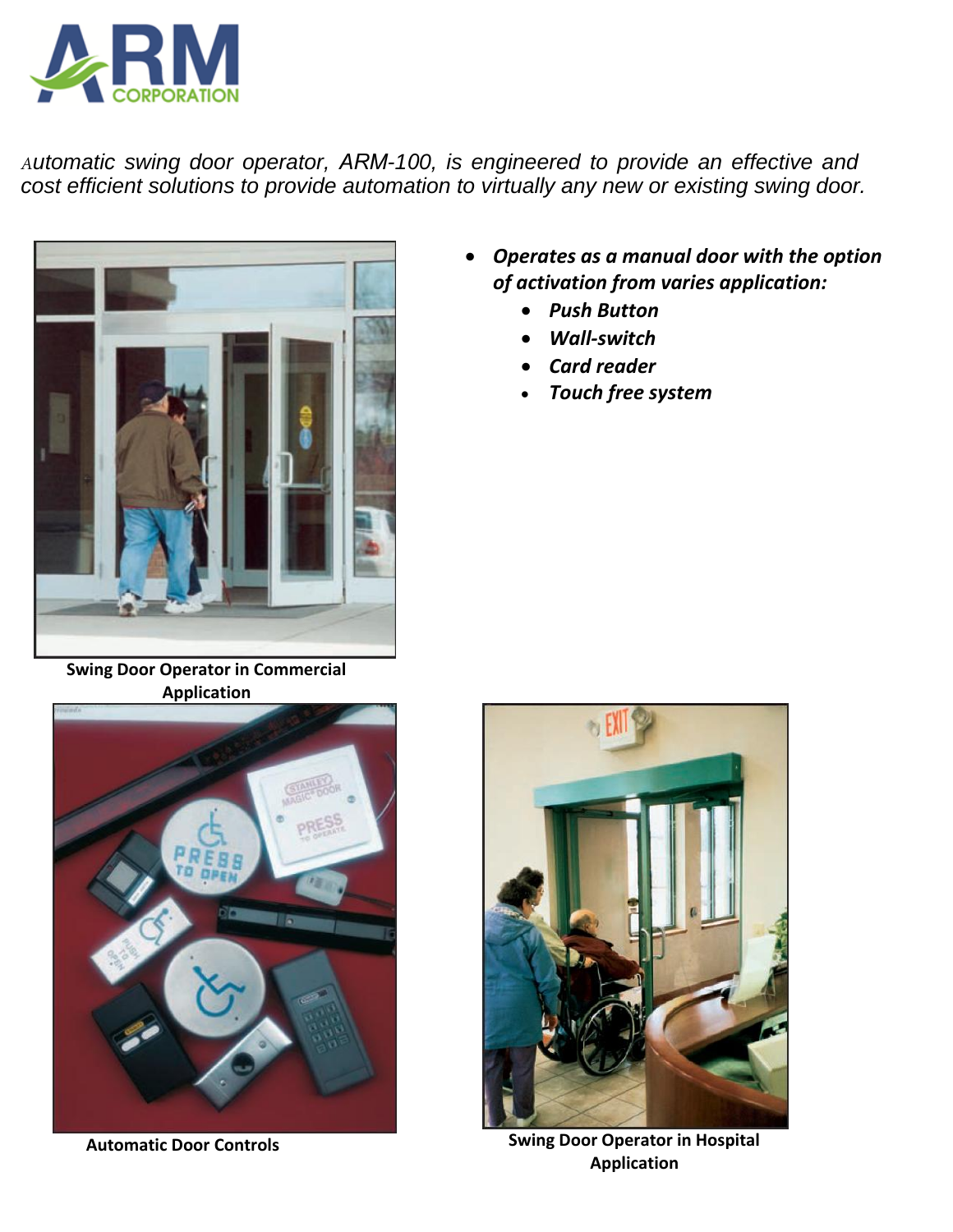*Automatic swing door operator, ARM-100, is engineered to provide an effective and cost efficient solutions to provide automation to virtually any new or existing swing door.*

- ***Operates as a manual door with the option of activation from varies application:***
  - ***Push Button***
  - ***Wall-switch***
  - ***Card reader***
  - ***Touch free system***

**Swing Door Operator in Commercial Application**

**Automatic Door Controls**

**Swing Door Operator in Hospital Application**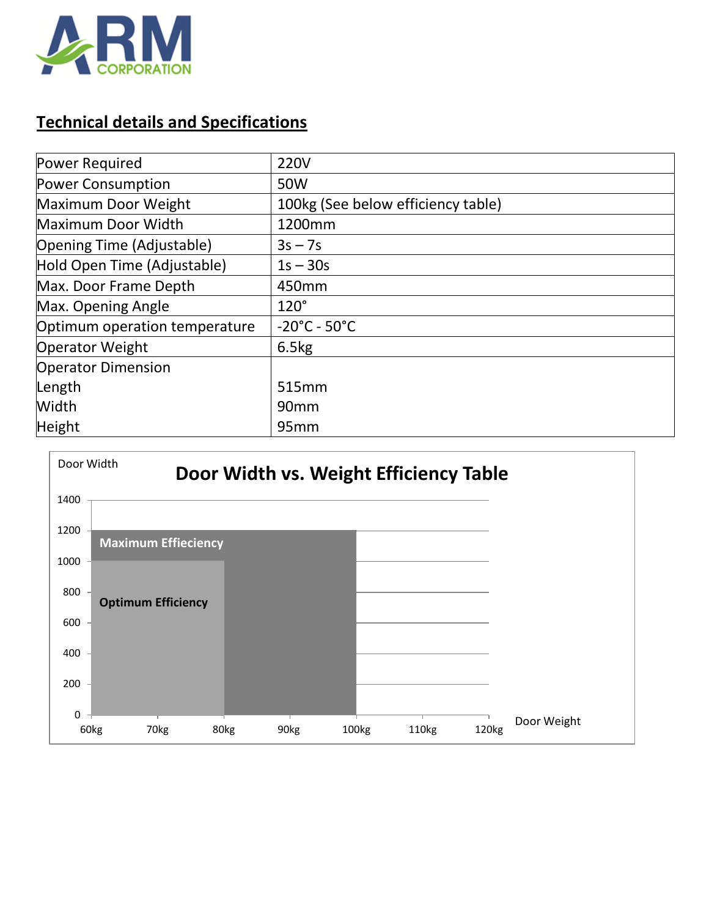## Technical details and Specifications

| Power Required | 220V |
|---|---|
| Power Consumption | 50W |
| Maximum Door Weight | 100kg (See below efficiency table) |
| Maximum Door Width | 1200mm |
| Opening Time (Adjustable) | 3s – 7s |
| Hold Open Time (Adjustable) | 1s – 30s |
| Max. Door Frame Depth | 450mm |
| Max. Opening Angle | 120° |
| Optimum operation temperature | -20°C - 50°C |
| Operator Weight | 6.5kg |
| Operator Dimension | |
| Length | 515mm |
| Width | 90mm |
| Height | 95mm |

**Door Width vs. Weight Efficiency Table**

Door Width

1400

1200

1000

800

600

400

200

0

**Maximum Effieciency**

**Optimum Efficiency**

60kg 70kg 80kg 90kg 100kg 110kg 120kg

Door Weight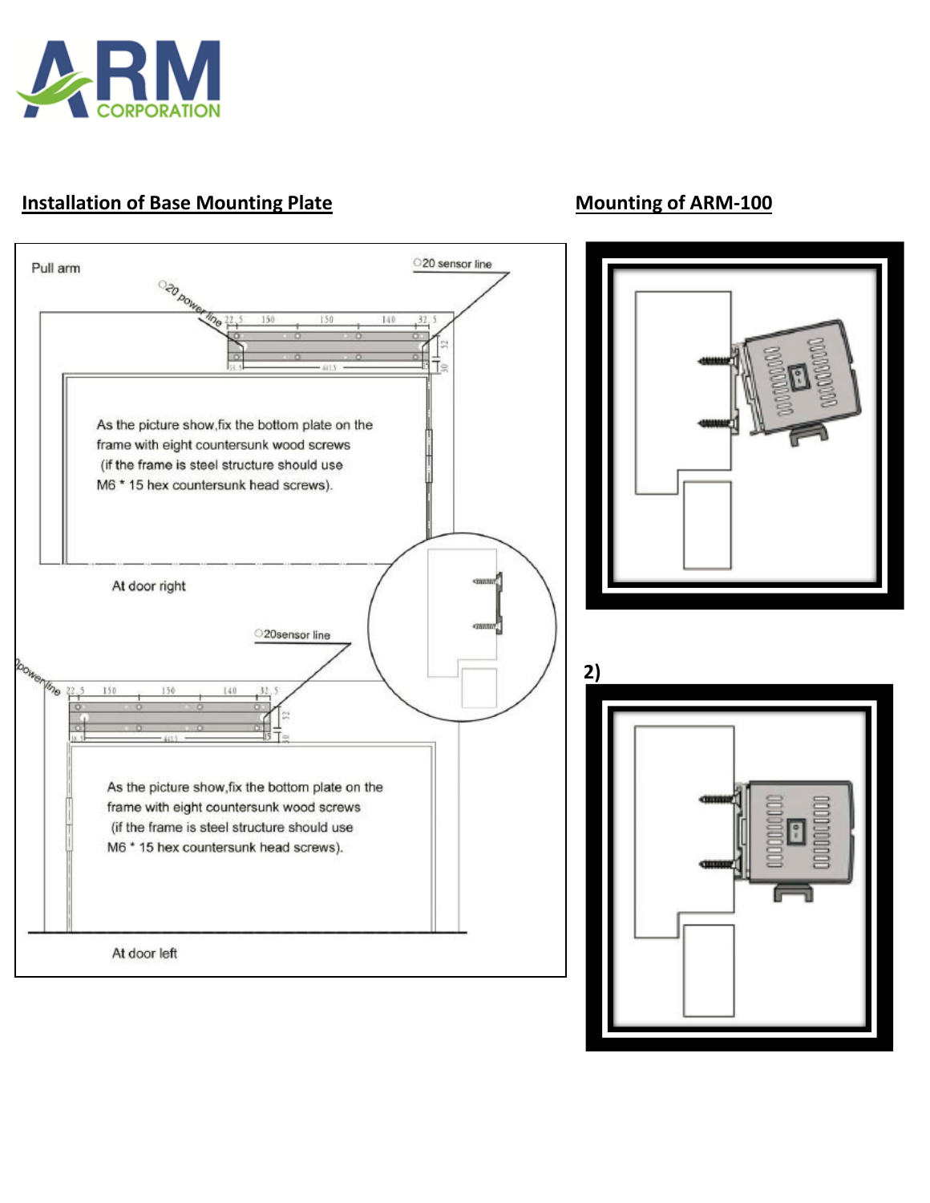## Installation of Base Mounting Plate

Pull arm

○20 power line

○20 sensor line

22.5 150 150 140 32.5

52

30

18.5 441.5

As the picture show,fix the bottom plate on the frame with eight countersunk wood screws (if the frame is steel structure should use M6 * 15 hex countersunk head screws).

At door right

○20sensor line

powerline

22.5 150 150 140 32.5

52

30

18.5 441.5

As the picture show,fix the bottom plate on the frame with eight countersunk wood screws (if the frame is steel structure should use M6 * 15 hex countersunk head screws).

At door left

## Mounting of ARM-100

2)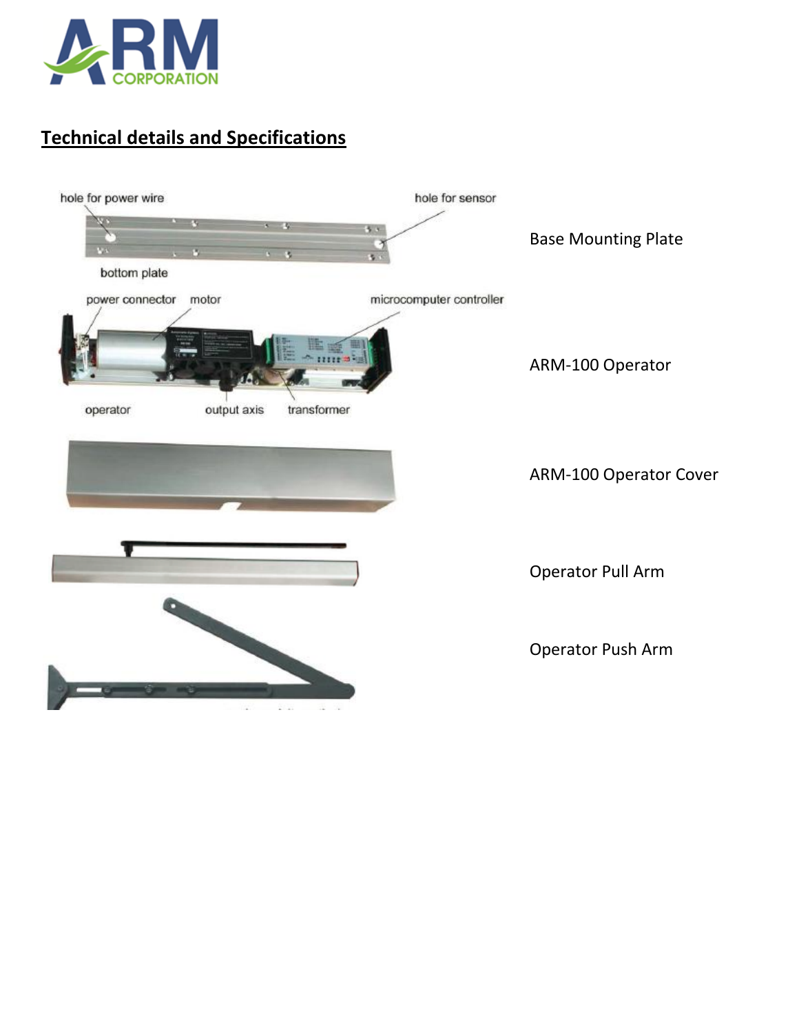## Technical details and Specifications

hole for power wire

hole for sensor

bottom plate

Base Mounting Plate

power connector

motor

microcomputer controller

operator

output axis

transformer

ARM-100 Operator

ARM-100 Operator Cover

Operator Pull Arm

Operator Push Arm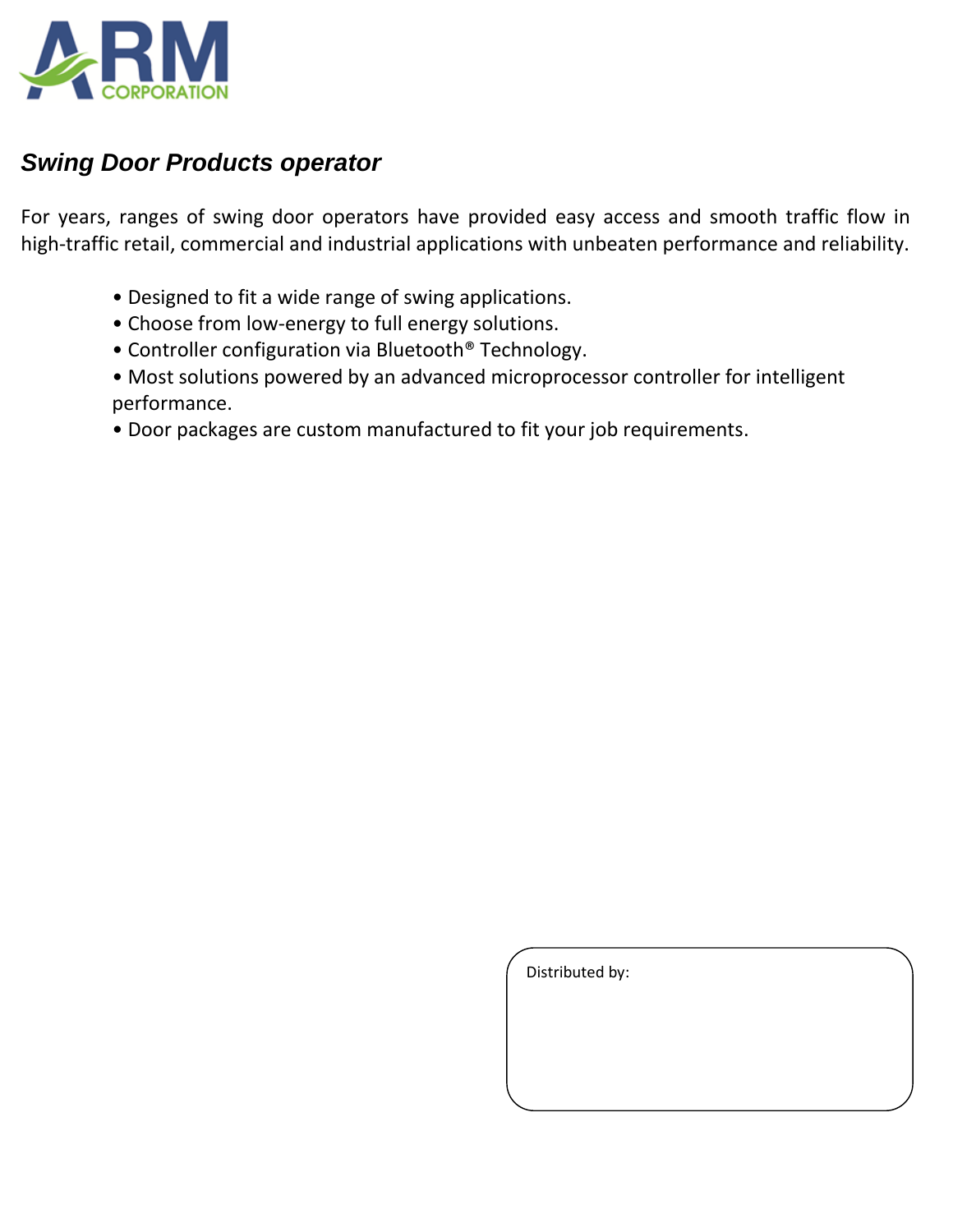ARM CORPORATION

## *Swing Door Products operator*

For years, ranges of swing door operators have provided easy access and smooth traffic flow in high-traffic retail, commercial and industrial applications with unbeaten performance and reliability.

- Designed to fit a wide range of swing applications.
- Choose from low-energy to full energy solutions.
- Controller configuration via Bluetooth® Technology.
- Most solutions powered by an advanced microprocessor controller for intelligent performance.
- Door packages are custom manufactured to fit your job requirements.

Distributed by: